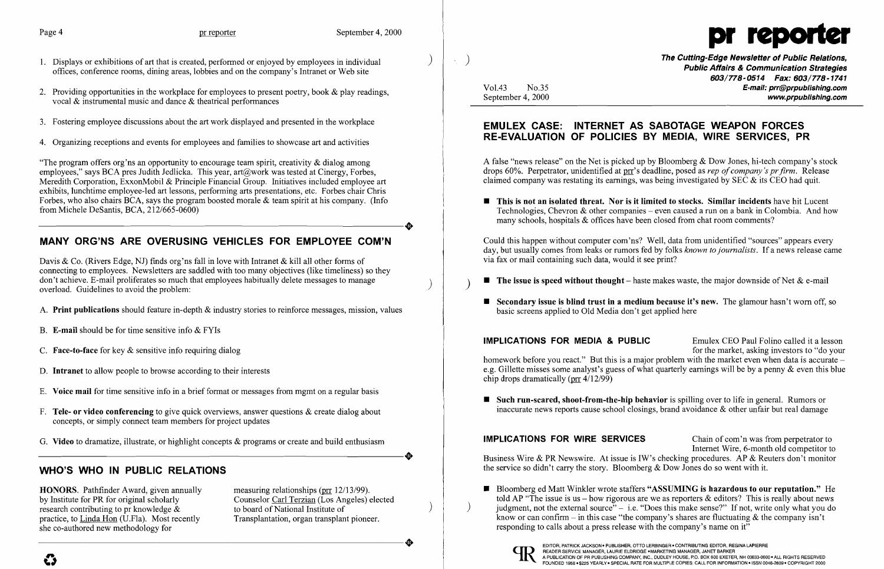1. Displays or exhibitions of art that is created, performed or enjoyed by employees in individual offices, conference rooms, dining areas, lobbies and on the company's Intranet or Web site

2. Providing opportunities in the workplace for employees to present poetry, book & play readings, vocal & instrumental music and dance & theatrical performances

3. Fostering employee discussions about the art work displayed and presented in the workplace

4. Organizing receptions and events for employees and families to showcase art and activities

"The program offers org'ns an opportunity to encourage team spirit, creativity & dialog among employees," says BCA pres Judith Jedlicka. This year, art@work was tested at Cinergy, Forbes, Meredith Corporation, ExxonMobil & Principle Financial Group. Initiatives included employee art exhibits, lunchtime employee-led art lessons, performing arts presentations, etc. Forbes chair Chris Forbes, who also chairs BCA, says the program boosted morale & team spirit at his company. (Info from Michele DeSantis, BCA, 212/665-0600)

## MANY ORG'NS ARE OVERUSING VEHICLES FOR EMPLOYEE COM'N

Davis & Co. (Rivers Edge, NJ) finds org'ns fall in love with Intranet & kill all other forms of connecting to employees. Newsletters are saddled with too many objectives (like timeliness) so they don't achieve. E-mail proliferates so much that employees habitually delete messages to manage overload. Guidelines to avoid the problem:

A. **Print publications** should feature in-depth & industry stories to reinforce messages, mission, values

B. **E-mail** should be for time sensitive info & FYIs

C. **Face-to-face** for key & sensitive info requiring dialog

D. **Intranet** to allow people to browse according to their interests

E. **Voice mail** for time sensitive info in a brief format or messages from mgmt on a regular basis

F. **Tele- or video conferencing** to give quick overviews, answer questions & create dialog about concepts, or simply connect team members for project updates

G. **Video** to dramatize, illustrate, or highlight concepts & programs or create and build enthusiasm

## WHO'S WHO IN PUBLIC RELATIONS

**HONORS.** Pathfinder Award, given annually by Institute for PR for original scholarly research contributing to pr knowledge & practice, to Linda Hon (U.Fla). Most recently she co-authored new methodology for measuring relationships (prr 12/13/99). Counselor Carl Terzian (Los Angeles) elected to board of National Institute of Transplantation, organ transplant pioneer.

# pr reporter

**The Cutting-Edge Newsletter of Public Relations, Public Affairs & Communication Strategies**
**603/778-0514 Fax: 603/778-1741**
**E-mail: prr@prpublishing.com**
**www.prpublishing.com**

Vol.43 No.35
September 4, 2000

## EMULEX CASE: INTERNET AS SABOTAGE WEAPON FORCES RE-EVALUATION OF POLICIES BY MEDIA, WIRE SERVICES, PR

A false "news release" on the Net is picked up by Bloomberg & Dow Jones, hi-tech company's stock drops 60%. Perpetrator, unidentified at prr's deadline, posed as *rep of company's pr firm*. Release claimed company was restating its earnings, was being investigated by SEC & its CEO had quit.

- **This is not an isolated threat. Nor is it limited to stocks. Similar incidents** have hit Lucent Technologies, Chevron & other companies – even caused a run on a bank in Colombia. And how many schools, hospitals & offices have been closed from chat room comments?

Could this happen without computer com'ns? Well, data from unidentified "sources" appears every day, but usually comes from leaks or rumors fed by folks *known to journalists*. If a news release came via fax or mail containing such data, would it see print?

- **The issue is speed without thought** – haste makes waste, the major downside of Net & e-mail
- **Secondary issue is blind trust in a medium because it's new.** The glamour hasn't worn off, so basic screens applied to Old Media don't get applied here

**IMPLICATIONS FOR MEDIA & PUBLIC** Emulex CEO Paul Folino called it a lesson for the market, asking investors to "do your homework before you react." But this is a major problem with the market even when data is accurate – e.g. Gillette misses some analyst's guess of what quarterly earnings will be by a penny & even this blue chip drops dramatically (prr 4/12/99)

- **Such run-scared, shoot-from-the-hip behavior** is spilling over to life in general. Rumors or inaccurate news reports cause school closings, brand avoidance & other unfair but real damage

**IMPLICATIONS FOR WIRE SERVICES** Chain of com'n was from perpetrator to Internet Wire, 6-month old competitor to Business Wire & PR Newswire. At issue is IW's checking procedures. AP & Reuters don't monitor the service so didn't carry the story. Bloomberg & Dow Jones do so went with it.

- Bloomberg ed Matt Winkler wrote staffers **"ASSUMING is hazardous to our reputation."** He told AP "The issue is us – how rigorous are we as reporters & editors? This is really about news judgment, not the external source" – i.e. "Does this make sense?" If not, write only what you do know or can confirm – in this case "the company's shares are fluctuating & the company isn't responding to calls about a press release with the company's name on it"

EDITOR, PATRICK JACKSON • PUBLISHER, OTTO LERBINGER • CONTRIBUTING EDITOR, REGINA LAPIERRE
READER SERVICE MANAGER, LAURIE ELDRIDGE • MARKETING MANAGER, JANET BARKER
A PUBLICATION OF PR PUBLISHING COMPANY, INC., DUDLEY HOUSE, P.O. BOX 600 EXETER, NH 03833-0600 • ALL RIGHTS RESERVED
FOUNDED 1958 • $225 YEARLY • SPECIAL RATE FOR MULTIPLE COPIES: CALL FOR INFORMATION • ISSN 0048-2609 • COPYRIGHT 2000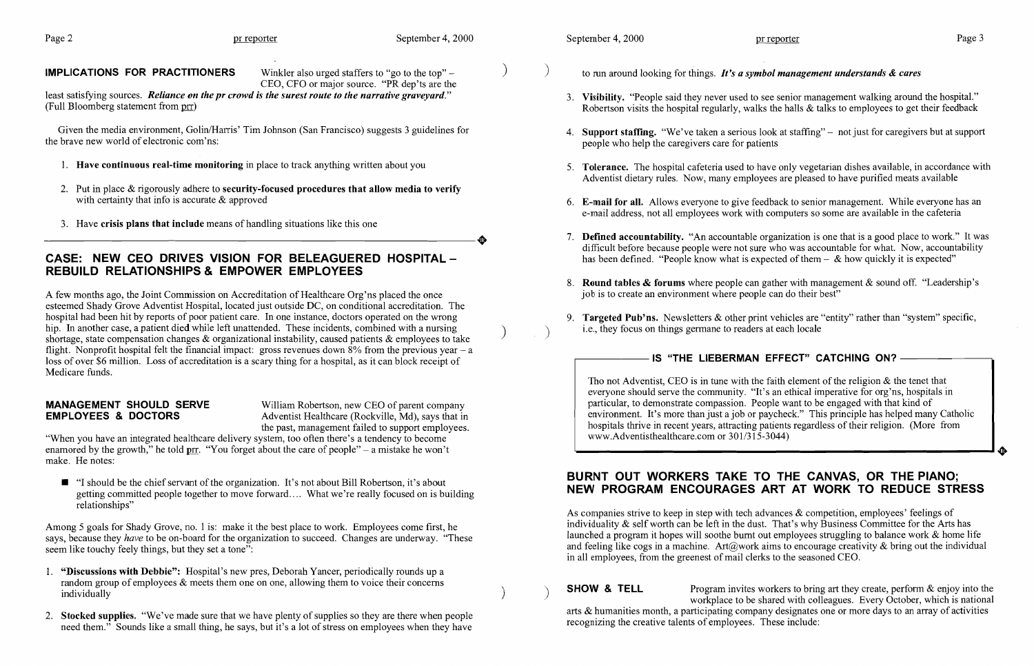**IMPLICATIONS FOR PRACTITIONERS** Winkler also urged staffers to "go to the top" – CEO, CFO or major source. "PR dep'ts are the least satisfying sources. *Reliance on the pr crowd is the surest route to the narrative graveyard.*" (Full Bloomberg statement from prr)

Given the media environment, Golin/Harris' Tim Johnson (San Francisco) suggests 3 guidelines for the brave new world of electronic com'ns:

1. **Have continuous real-time monitoring** in place to track anything written about you
2. Put in place & rigorously adhere to **security-focused procedures that allow media to verify** with certainty that info is accurate & approved
3. Have **crisis plans that include** means of handling situations like this one

## CASE: NEW CEO DRIVES VISION FOR BELEAGUERED HOSPITAL – REBUILD RELATIONSHIPS & EMPOWER EMPLOYEES

A few months ago, the Joint Commission on Accreditation of Healthcare Org'ns placed the once esteemed Shady Grove Adventist Hospital, located just outside DC, on conditional accreditation. The hospital had been hit by reports of poor patient care. In one instance, doctors operated on the wrong hip. In another case, a patient died while left unattended. These incidents, combined with a nursing shortage, state compensation changes & organizational instability, caused patients & employees to take flight. Nonprofit hospital felt the financial impact: gross revenues down 8% from the previous year – a loss of over $6 million. Loss of accreditation is a scary thing for a hospital, as it can block receipt of Medicare funds.

**MANAGEMENT SHOULD SERVE EMPLOYEES & DOCTORS** William Robertson, new CEO of parent company Adventist Healthcare (Rockville, Md), says that in the past, management failed to support employees. "When you have an integrated healthcare delivery system, too often there's a tendency to become enamored by the growth," he told prr. "You forget about the care of people" – a mistake he won't make. He notes:

- "I should be the chief servant of the organization. It's not about Bill Robertson, it's about getting committed people together to move forward.... What we're really focused on is building relationships"

Among 5 goals for Shady Grove, no. 1 is: make it the best place to work. Employees come first, he says, because they *have* to be on-board for the organization to succeed. Changes are underway. "These seem like touchy feely things, but they set a tone":

1. **"Discussions with Debbie":** Hospital's new pres, Deborah Yancer, periodically rounds up a random group of employees & meets them one on one, allowing them to voice their concerns individually
2. **Stocked supplies.** "We've made sure that we have plenty of supplies so they are there when people need them." Sounds like a small thing, he says, but it's a lot of stress on employees when they have to run around looking for things. *It's a symbol management understands & cares*
3. **Visibility.** "People said they never used to see senior management walking around the hospital." Robertson visits the hospital regularly, walks the halls & talks to employees to get their feedback
4. **Support staffing.** "We've taken a serious look at staffing" – not just for caregivers but at support people who help the caregivers care for patients
5. **Tolerance.** The hospital cafeteria used to have only vegetarian dishes available, in accordance with Adventist dietary rules. Now, many employees are pleased to have purified meats available
6. **E-mail for all.** Allows everyone to give feedback to senior management. While everyone has an e-mail address, not all employees work with computers so some are available in the cafeteria
7. **Defined accountability.** "An accountable organization is one that is a good place to work." It was difficult before because people were not sure who was accountable for what. Now, accountability has been defined. "People know what is expected of them – & how quickly it is expected"
8. **Round tables & forums** where people can gather with management & sound off. "Leadership's job is to create an environment where people can do their best"
9. **Targeted Pub'ns.** Newsletters & other print vehicles are "entity" rather than "system" specific, i.e., they focus on things germane to readers at each locale

**IS "THE LIEBERMAN EFFECT" CATCHING ON?**

Tho not Adventist, CEO is in tune with the faith element of the religion & the tenet that everyone should serve the community. "It's an ethical imperative for org'ns, hospitals in particular, to demonstrate compassion. People want to be engaged with that kind of environment. It's more than just a job or paycheck." This principle has helped many Catholic hospitals thrive in recent years, attracting patients regardless of their religion. (More from www.Adventisthealthcare.com or 301/315-3044)

## BURNT OUT WORKERS TAKE TO THE CANVAS, OR THE PIANO; NEW PROGRAM ENCOURAGES ART AT WORK TO REDUCE STRESS

As companies strive to keep in step with tech advances & competition, employees' feelings of individuality & self worth can be left in the dust. That's why Business Committee for the Arts has launched a program it hopes will soothe burnt out employees struggling to balance work & home life and feeling like cogs in a machine. Art@work aims to encourage creativity & bring out the individual in all employees, from the greenest of mail clerks to the seasoned CEO.

**SHOW & TELL** Program invites workers to bring art they create, perform & enjoy into the workplace to be shared with colleagues. Every October, which is national arts & humanities month, a participating company designates one or more days to an array of activities recognizing the creative talents of employees. These include: